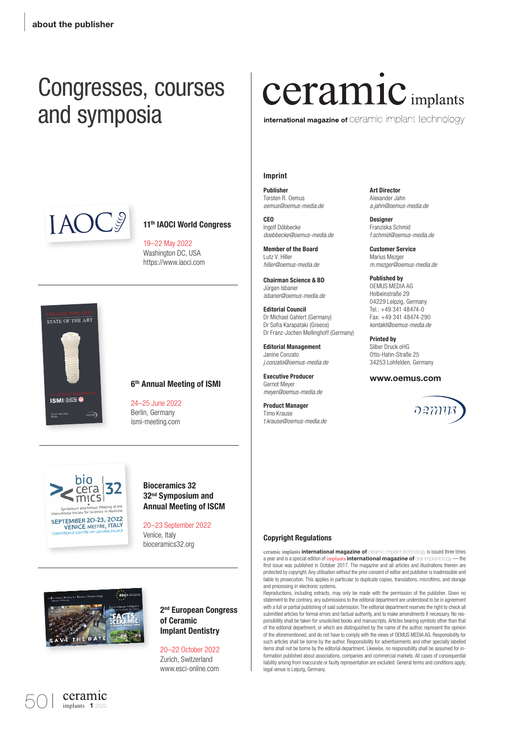# Congresses, courses and symposia

### 11th IAOCI World Congress

19–22 May 2022
Washington DC, USA
https://www.iaoci.com

### 6th Annual Meeting of ISMI

24–25 June 2022
Berlin, Germany
ismi-meeting.com

### Bioceramics 32 — 32nd Symposium and Annual Meeting of ISCM

20–23 September 2022
Venice, Italy
bioceramics32.org

### 2nd European Congress of Ceramic Implant Dentistry

20–22 October 2022
Zurich, Switzerland
www.esci-online.com

# ceramic implants

international magazine of ceramic implant technology

## Imprint

**Publisher**
Torsten R. Oemus
*oemus@oemus-media.de*

**CEO**
Ingolf Döbbecke
*doebbecke@oemus-media.de*

**Member of the Board**
Lutz V. Hiller
*hiller@oemus-media.de*

**Chairman Science & BD**
Jürgen Isbaner
*isbaner@oemus-media.de*

**Editorial Council**
Dr Michael Gahlert (Germany)
Dr Sofia Karapataki (Greece)
Dr Franz-Jochen Mellinghoff (Germany)

**Editorial Management**
Janine Conzato
*j.conzato@oemus-media.de*

**Executive Producer**
Gernot Meyer
*meyer@oemus-media.de*

**Product Manager**
Timo Krause
*t.krause@oemus-media.de*

**Art Director**
Alexander Jahn
*a.jahn@oemus-media.de*

**Designer**
Franziska Schmid
*f.schmid@oemus-media.de*

**Customer Service**
Marius Mezger
*m.mezger@oemus-media.de*

**Published by**
OEMUS MEDIA AG
Holbeinstraße 29
04229 Leipzig, Germany
Tel.: +49 341 48474-0
Fax: +49 341 48474-290
*kontakt@oemus-media.de*

**Printed by**
Silber Druck oHG
Otto-Hahn-Straße 25
34253 Lohfelden, Germany

**www.oemus.com**

## Copyright Regulations

ceramic implants **international magazine of** ceramic implant technology is issued three times a year and is a special edition of implants **international magazine of** oral implantology — the first issue was published in October 2017. The magazine and all articles and illustrations therein are protected by copyright. Any utilisation without the prior consent of editor and publisher is inadmissible and liable to prosecution. This applies in particular to duplicate copies, translations, microfilms, and storage and processing in electronic systems.

Reproductions, including extracts, may only be made with the permission of the publisher. Given no statement to the contrary, any submissions to the editorial department are understood to be in agreement with a full or partial publishing of said submission. The editorial department reserves the right to check all submitted articles for formal errors and factual authority, and to make amendments if necessary. No responsibility shall be taken for unsolicited books and manuscripts. Articles bearing symbols other than that of the editorial department, or which are distinguished by the name of the author, represent the opinion of the aforementioned, and do not have to comply with the views of OEMUS MEDIA AG. Responsibility for such articles shall be borne by the author. Responsibility for advertisements and other specially labelled items shall not be borne by the editorial department. Likewise, no responsibility shall be assumed for information published about associations, companies and commercial markets. All cases of consequential liability arising from inaccurate or faulty representation are excluded. General terms and conditions apply, legal venue is Leipzig, Germany.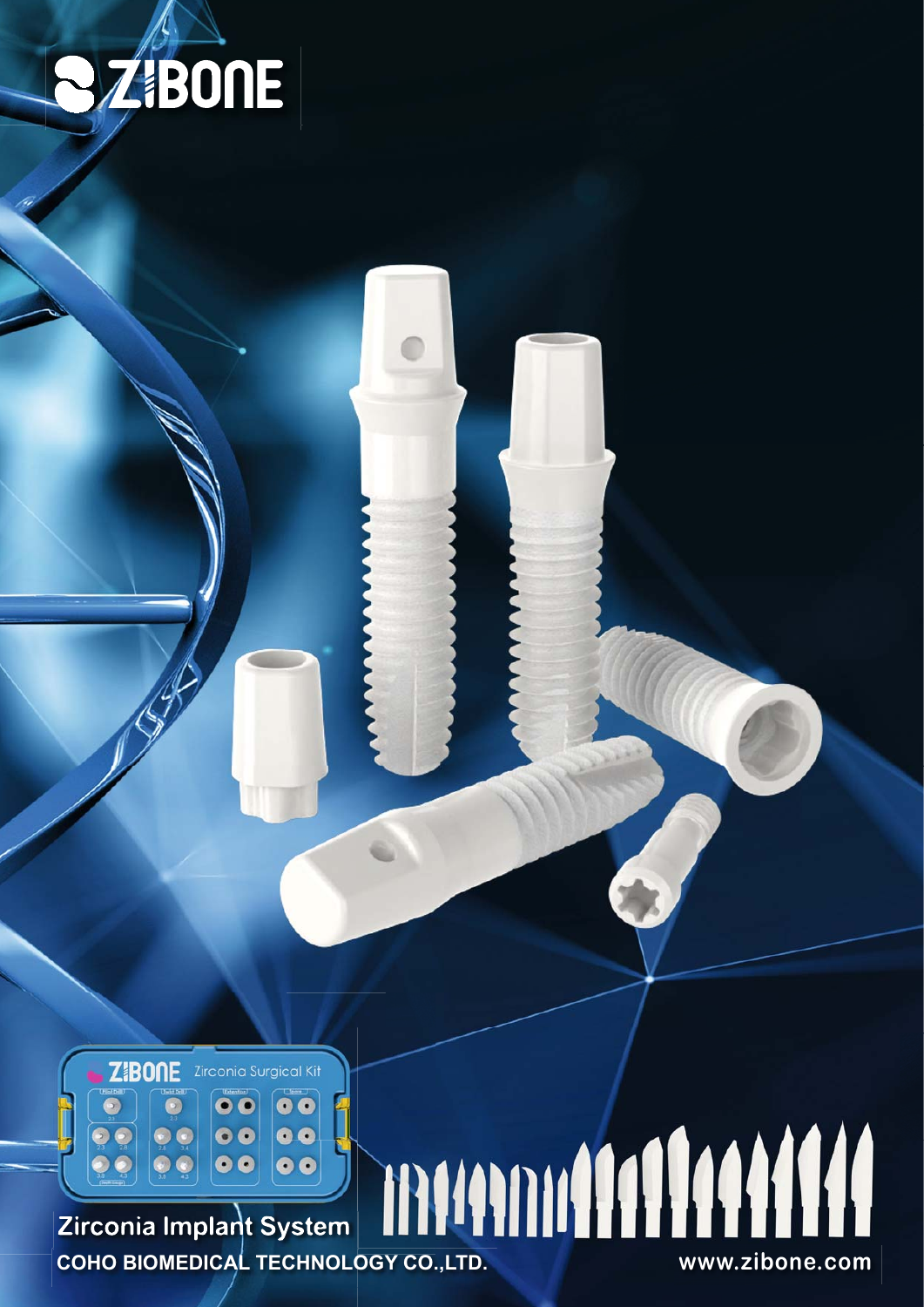# ZIBONE

Zirconia Implant System

COHO BIOMEDICAL TECHNOLOGY CO.,LTD.

www.zibone.com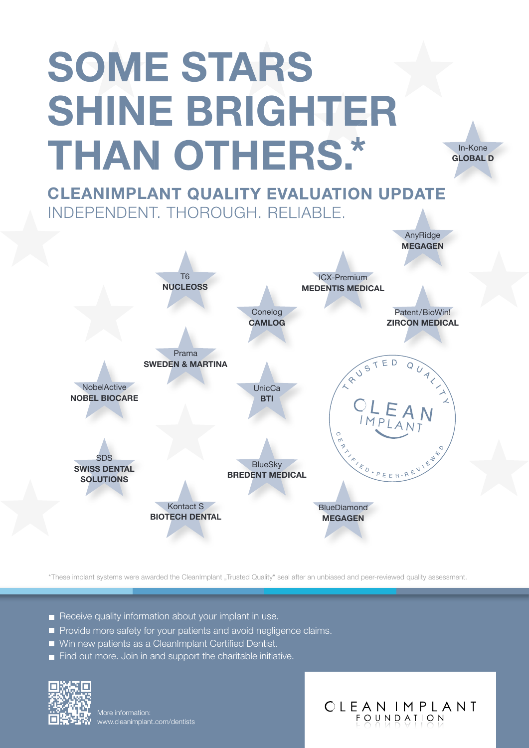# SOME STARS SHINE BRIGHTER THAN OTHERS.*

## CLEANIMPLANT QUALITY EVALUATION UPDATE

INDEPENDENT. THOROUGH. RELIABLE.

In-Kone
**GLOBAL D**

AnyRidge
**MEGAGEN**

T6
**NUCLEOSS**

ICX-Premium
**MEDENTIS MEDICAL**

Conelog
**CAMLOG**

Patent/BioWin!
**ZIRCON MEDICAL**

Prama
**SWEDEN & MARTINA**

NobelActive
**NOBEL BIOCARE**

UnicCa
**BTI**

TRUSTED QUALITY
CLEAN IMPLANT
CERTIFIED • PEER-REVIEWED

SDS
**SWISS DENTAL SOLUTIONS**

BlueSky
**BREDENT MEDICAL**

Kontact S
**BIOTECH DENTAL**

BlueDiamond
**MEGAGEN**

*These implant systems were awarded the CleanImplant „Trusted Quality" seal after an unbiased and peer-reviewed quality assessment.

- Receive quality information about your implant in use.
- Provide more safety for your patients and avoid negligence claims.
- Win new patients as a CleanImplant Certified Dentist.
- Find out more. Join in and support the charitable initiative.

More information:
www.cleanimplant.com/dentists

CLEAN IMPLANT
FOUNDATION